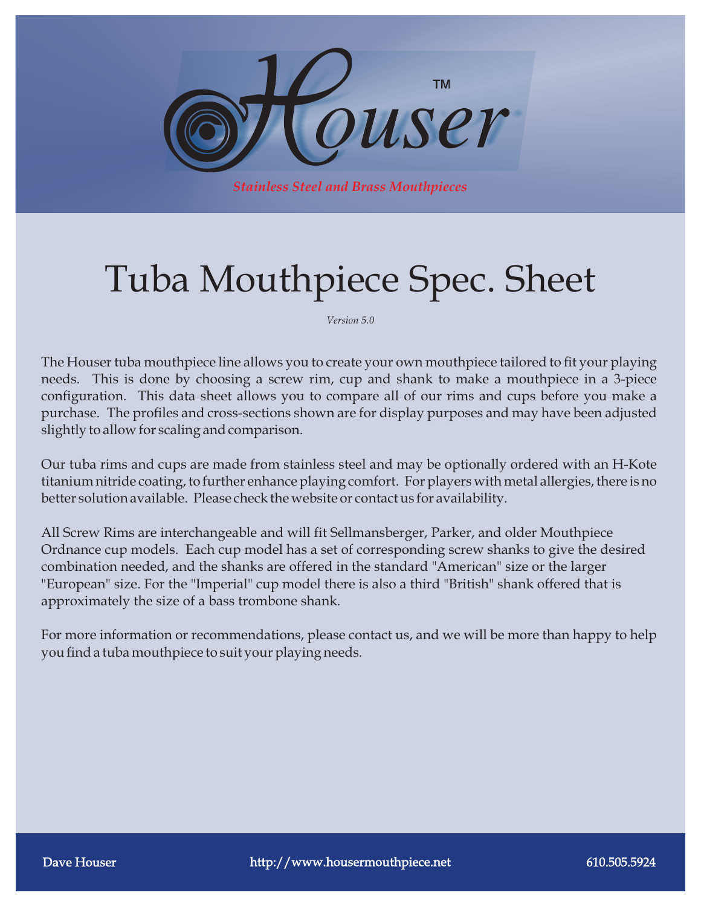Houser™

*Stainless Steel and Brass Mouthpieces*

# Tuba Mouthpiece Spec. Sheet

*Version 5.0*

The Houser tuba mouthpiece line allows you to create your own mouthpiece tailored to fit your playing needs. This is done by choosing a screw rim, cup and shank to make a mouthpiece in a 3-piece configuration. This data sheet allows you to compare all of our rims and cups before you make a purchase. The profiles and cross-sections shown are for display purposes and may have been adjusted slightly to allow for scaling and comparison.

Our tuba rims and cups are made from stainless steel and may be optionally ordered with an H-Kote titanium nitride coating, to further enhance playing comfort. For players with metal allergies, there is no better solution available. Please check the website or contact us for availability.

All Screw Rims are interchangeable and will fit Sellmansberger, Parker, and older Mouthpiece Ordnance cup models. Each cup model has a set of corresponding screw shanks to give the desired combination needed, and the shanks are offered in the standard "American" size or the larger "European" size. For the "Imperial" cup model there is also a third "British" shank offered that is approximately the size of a bass trombone shank.

For more information or recommendations, please contact us, and we will be more than happy to help you find a tuba mouthpiece to suit your playing needs.

Dave Houser | http://www.housermouthpiece.net | 610.505.5924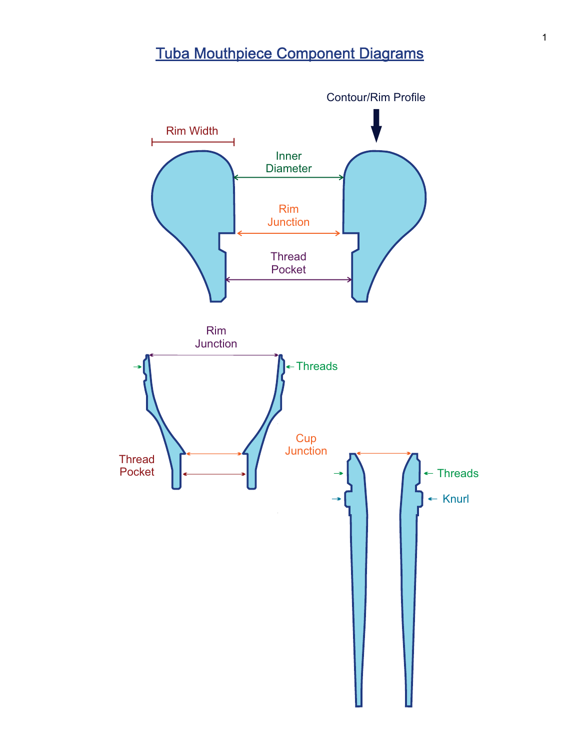# Tuba Mouthpiece Component Diagrams

Contour/Rim Profile

Rim Width

Inner Diameter

Rim Junction

Thread Pocket

Rim Junction

Threads

Thread Pocket

Cup Junction

Threads

Knurl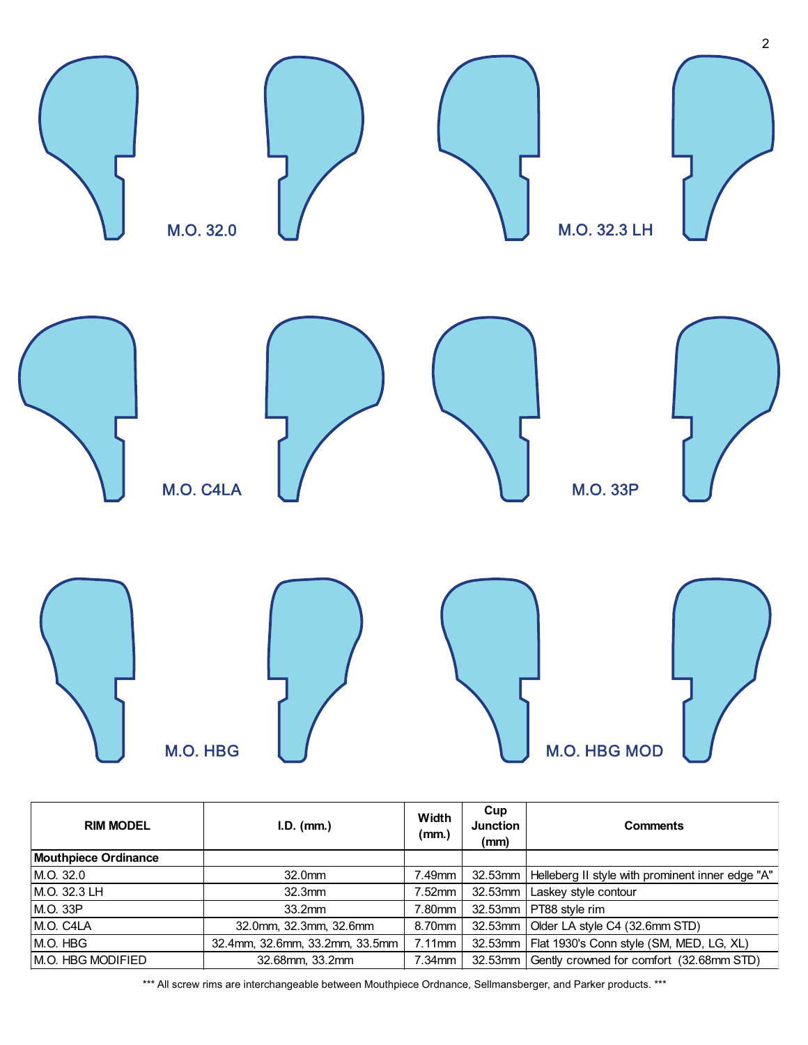M.O. 32.0

M.O. 32.3 LH

M.O. C4LA

M.O. 33P

M.O. HBG

M.O. HBG MOD

| RIM MODEL | I.D. (mm.) | Width (mm.) | Cup Junction (mm) | Comments |
|---|---|---|---|---|
| **Mouthpiece Ordinance** | | | | |
| M.O. 32.0 | 32.0mm | 7.49mm | 32.53mm | Helleberg II style with prominent inner edge "A" |
| M.O. 32.3 LH | 32.3mm | 7.52mm | 32.53mm | Laskey style contour |
| M.O. 33P | 33.2mm | 7.80mm | 32.53mm | PT88 style rim |
| M.O. C4LA | 32.0mm, 32.3mm, 32.6mm | 8.70mm | 32.53mm | Older LA style C4 (32.6mm STD) |
| M.O. HBG | 32.4mm, 32.6mm, 33.2mm, 33.5mm | 7.11mm | 32.53mm | Flat 1930's Conn style (SM, MED, LG, XL) |
| M.O. HBG MODIFIED | 32.68mm, 33.2mm | 7.34mm | 32.53mm | Gently crowned for comfort (32.68mm STD) |

*** All screw rims are interchangeable between Mouthpiece Ordnance, Sellmansberger, and Parker products. ***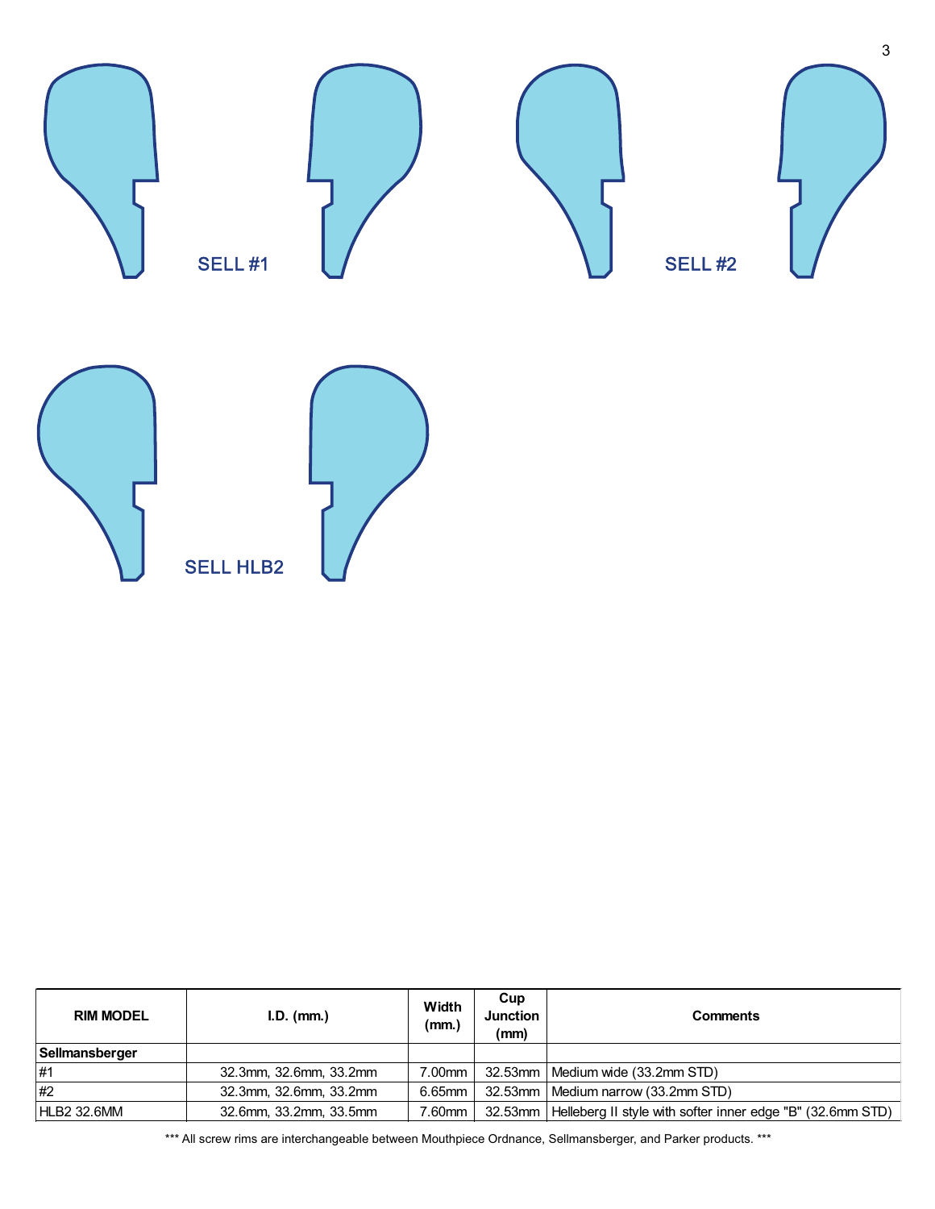SELL #1

SELL #2

SELL HLB2

| RIM MODEL | I.D. (mm.) | Width (mm.) | Cup Junction (mm) | Comments |
|---|---|---|---|---|
| **Sellmansberger** | | | | |
| #1 | 32.3mm, 32.6mm, 33.2mm | 7.00mm | 32.53mm | Medium wide (33.2mm STD) |
| #2 | 32.3mm, 32.6mm, 33.2mm | 6.65mm | 32.53mm | Medium narrow (33.2mm STD) |
| HLB2 32.6MM | 32.6mm, 33.2mm, 33.5mm | 7.60mm | 32.53mm | Helleberg II style with softer inner edge "B" (32.6mm STD) |

*** All screw rims are interchangeable between Mouthpiece Ordnance, Sellmansberger, and Parker products. ***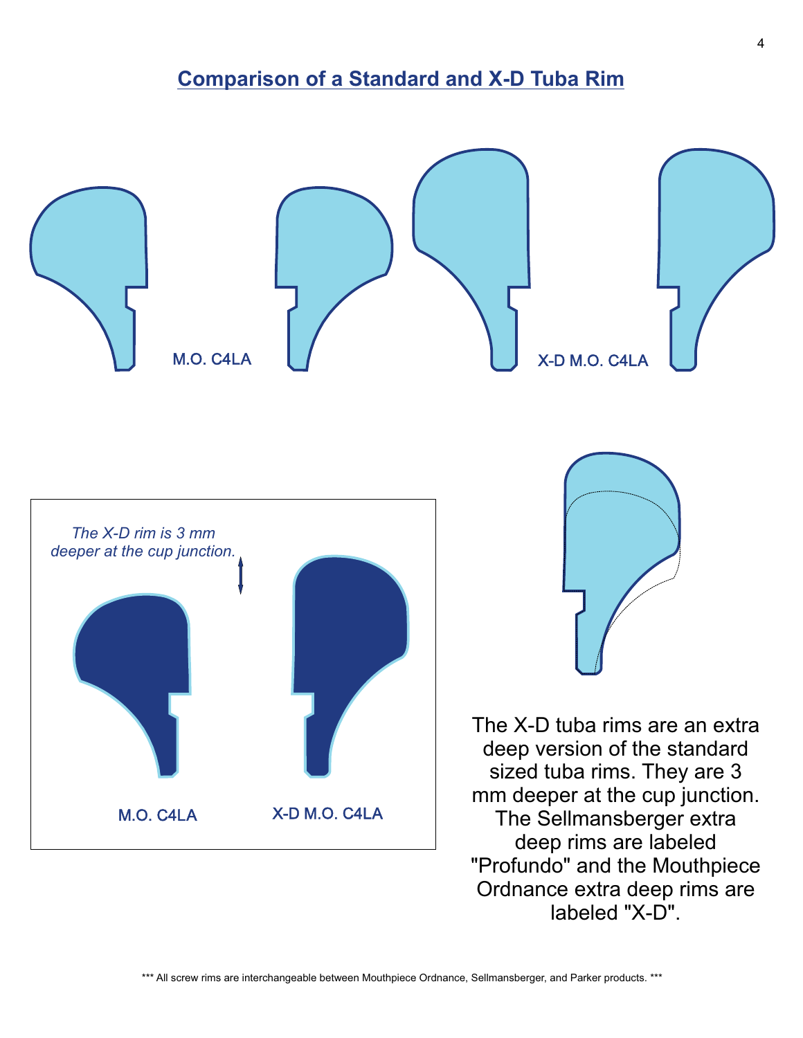## Comparison of a Standard and X-D Tuba Rim

M.O. C4LA

X-D M.O. C4LA

*The X-D rim is 3 mm deeper at the cup junction.*

M.O. C4LA

X-D M.O. C4LA

The X-D tuba rims are an extra deep version of the standard sized tuba rims. They are 3 mm deeper at the cup junction. The Sellmansberger extra deep rims are labeled "Profundo" and the Mouthpiece Ordnance extra deep rims are labeled "X-D".

*** All screw rims are interchangeable between Mouthpiece Ordnance, Sellmansberger, and Parker products. ***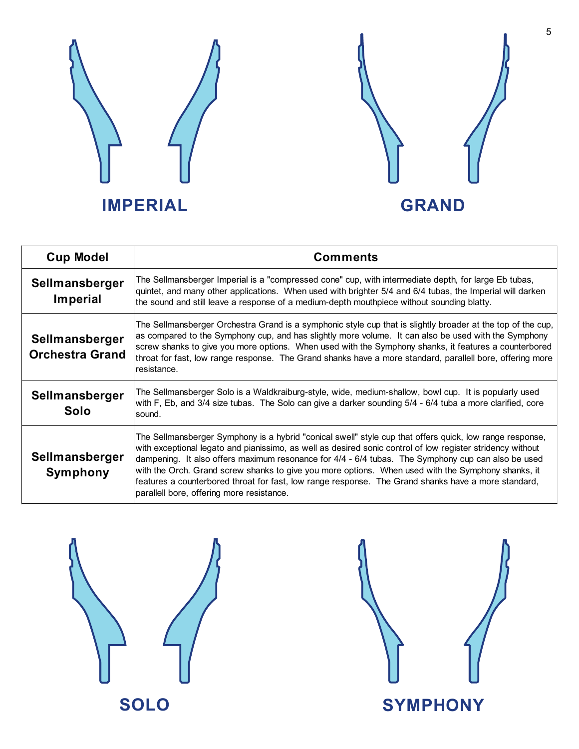IMPERIAL

GRAND

| Cup Model | Comments |
| --- | --- |
| **Sellmansberger Imperial** | The Sellmansberger Imperial is a "compressed cone" cup, with intermediate depth, for large Eb tubas, quintet, and many other applications. When used with brighter 5/4 and 6/4 tubas, the Imperial will darken the sound and still leave a response of a medium-depth mouthpiece without sounding blatty. |
| **Sellmansberger Orchestra Grand** | The Sellmansberger Orchestra Grand is a symphonic style cup that is slightly broader at the top of the cup, as compared to the Symphony cup, and has slightly more volume. It can also be used with the Symphony screw shanks to give you more options. When used with the Symphony shanks, it features a counterbored throat for fast, low range response. The Grand shanks have a more standard, parallell bore, offering more resistance. |
| **Sellmansberger Solo** | The Sellmansberger Solo is a Waldkraiburg-style, wide, medium-shallow, bowl cup. It is popularly used with F, Eb, and 3/4 size tubas. The Solo can give a darker sounding 5/4 - 6/4 tuba a more clarified, core sound. |
| **Sellmansberger Symphony** | The Sellmansberger Symphony is a hybrid "conical swell" style cup that offers quick, low range response, with exceptional legato and pianissimo, as well as desired sonic control of low register stridency without dampening. It also offers maximum resonance for 4/4 - 6/4 tubas. The Symphony cup can also be used with the Orch. Grand screw shanks to give you more options. When used with the Symphony shanks, it features a counterbored throat for fast, low range response. The Grand shanks have a more standard, parallell bore, offering more resistance. |

SOLO

SYMPHONY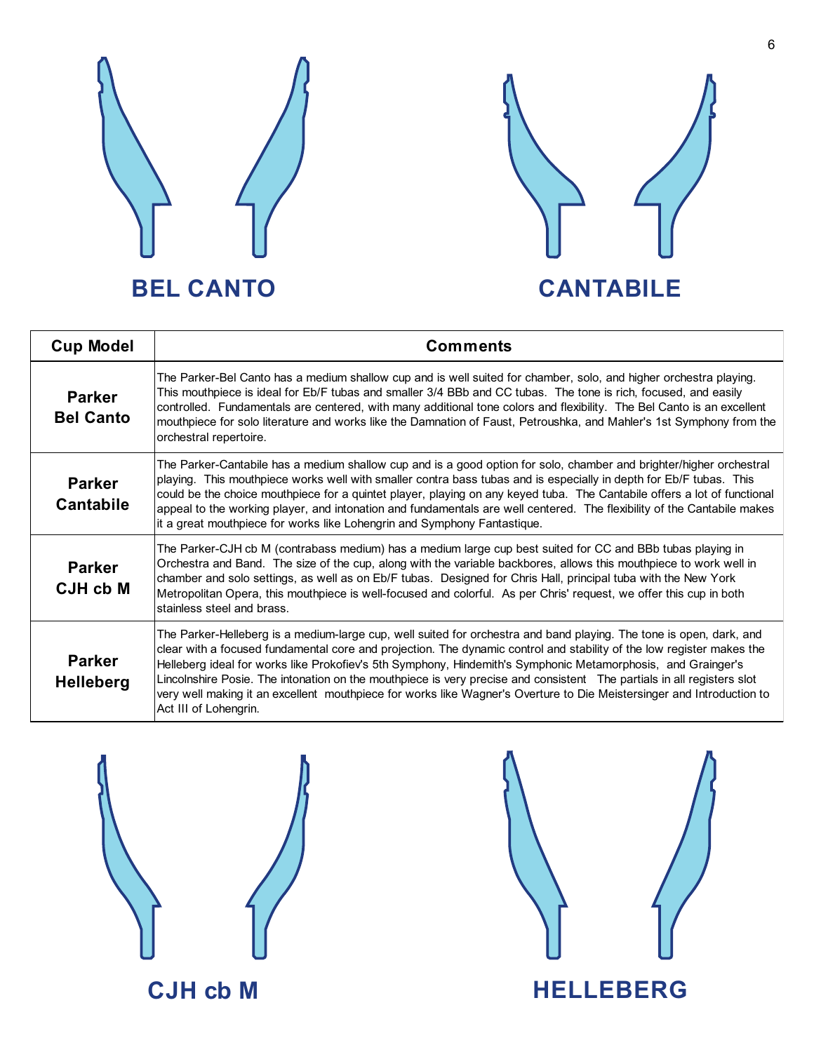**BEL CANTO**

**CANTABILE**

| Cup Model | Comments |
|---|---|
| **Parker Bel Canto** | The Parker-Bel Canto has a medium shallow cup and is well suited for chamber, solo, and higher orchestra playing. This mouthpiece is ideal for Eb/F tubas and smaller 3/4 BBb and CC tubas. The tone is rich, focused, and easily controlled. Fundamentals are centered, with many additional tone colors and flexibility. The Bel Canto is an excellent mouthpiece for solo literature and works like the Damnation of Faust, Petroushka, and Mahler's 1st Symphony from the orchestral repertoire. |
| **Parker Cantabile** | The Parker-Cantabile has a medium shallow cup and is a good option for solo, chamber and brighter/higher orchestral playing. This mouthpiece works well with smaller contra bass tubas and is especially in depth for Eb/F tubas. This could be the choice mouthpiece for a quintet player, playing on any keyed tuba. The Cantabile offers a lot of functional appeal to the working player, and intonation and fundamentals are well centered. The flexibility of the Cantabile makes it a great mouthpiece for works like Lohengrin and Symphony Fantastique. |
| **Parker CJH cb M** | The Parker-CJH cb M (contrabass medium) has a medium large cup best suited for CC and BBb tubas playing in Orchestra and Band. The size of the cup, along with the variable backbores, allows this mouthpiece to work well in chamber and solo settings, as well as on Eb/F tubas. Designed for Chris Hall, principal tuba with the New York Metropolitan Opera, this mouthpiece is well-focused and colorful. As per Chris' request, we offer this cup in both stainless steel and brass. |
| **Parker Helleberg** | The Parker-Helleberg is a medium-large cup, well suited for orchestra and band playing. The tone is open, dark, and clear with a focused fundamental core and projection. The dynamic control and stability of the low register makes the Helleberg ideal for works like Prokofiev's 5th Symphony, Hindemith's Symphonic Metamorphosis, and Grainger's Lincolnshire Posie. The intonation on the mouthpiece is very precise and consistent The partials in all registers slot very well making it an excellent mouthpiece for works like Wagner's Overture to Die Meistersinger and Introduction to Act III of Lohengrin. |

**CJH cb M**

**HELLEBERG**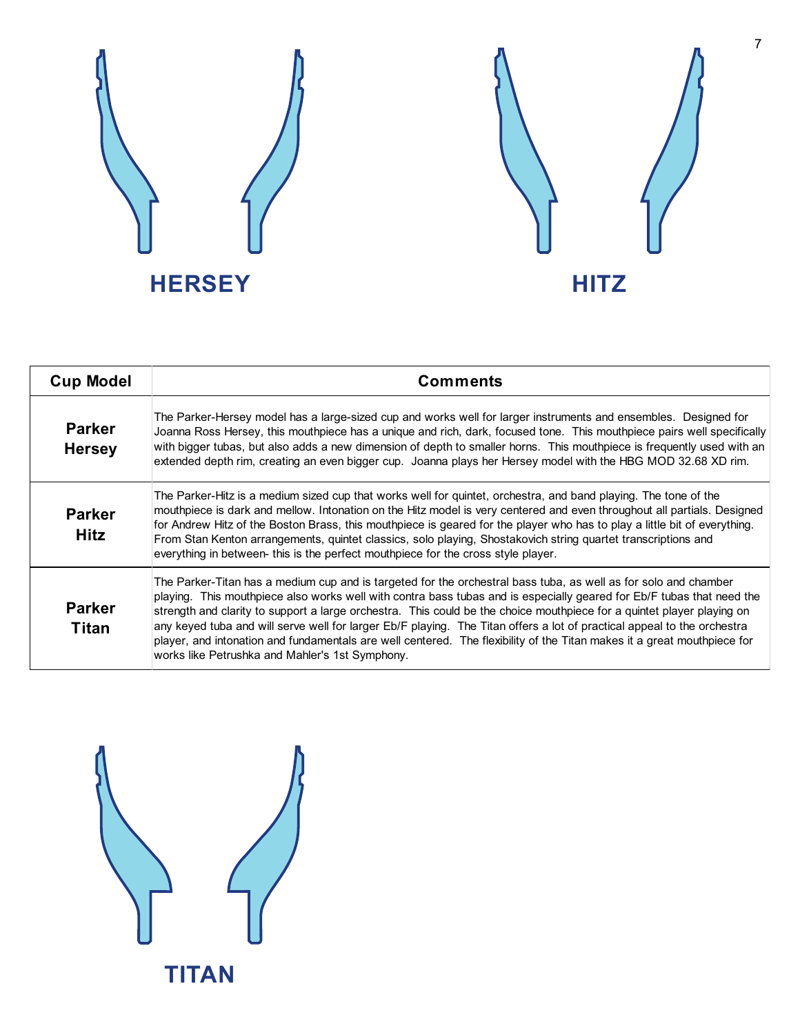HERSEY

HITZ

| Cup Model | Comments |
| --- | --- |
| **Parker Hersey** | The Parker-Hersey model has a large-sized cup and works well for larger instruments and ensembles. Designed for Joanna Ross Hersey, this mouthpiece has a unique and rich, dark, focused tone. This mouthpiece pairs well specifically with bigger tubas, but also adds a new dimension of depth to smaller horns. This mouthpiece is frequently used with an extended depth rim, creating an even bigger cup. Joanna plays her Hersey model with the HBG MOD 32.68 XD rim. |
| **Parker Hitz** | The Parker-Hitz is a medium sized cup that works well for quintet, orchestra, and band playing. The tone of the mouthpiece is dark and mellow. Intonation on the Hitz model is very centered and even throughout all partials. Designed for Andrew Hitz of the Boston Brass, this mouthpiece is geared for the player who has to play a little bit of everything. From Stan Kenton arrangements, quintet classics, solo playing, Shostakovich string quartet transcriptions and everything in between- this is the perfect mouthpiece for the cross style player. |
| **Parker Titan** | The Parker-Titan has a medium cup and is targeted for the orchestral bass tuba, as well as for solo and chamber playing. This mouthpiece also works well with contra bass tubas and is especially geared for Eb/F tubas that need the strength and clarity to support a large orchestra. This could be the choice mouthpiece for a quintet player playing on any keyed tuba and will serve well for larger Eb/F playing. The Titan offers a lot of practical appeal to the orchestra player, and intonation and fundamentals are well centered. The flexibility of the Titan makes it a great mouthpiece for works like Petrushka and Mahler's 1st Symphony. |

TITAN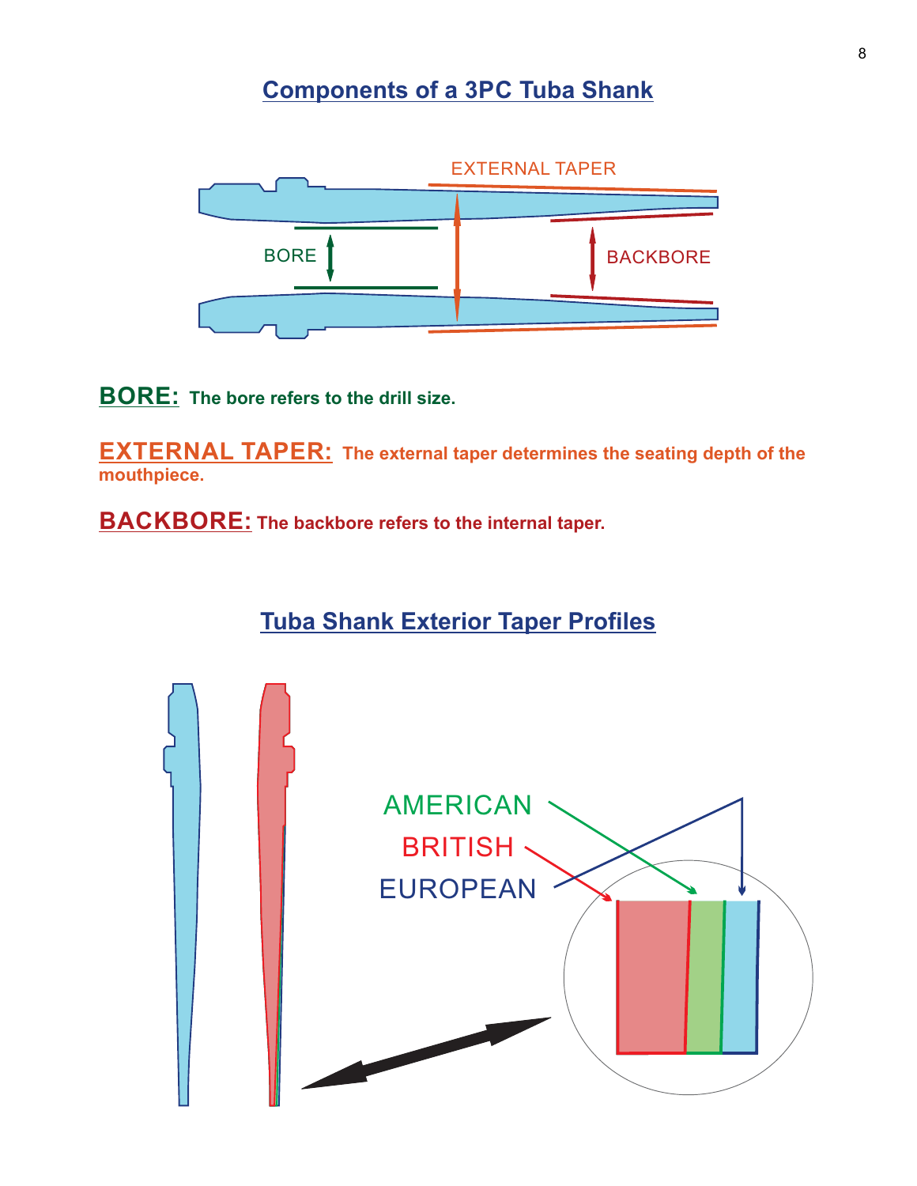## Components of a 3PC Tuba Shank

**BORE:** The bore refers to the drill size.

**EXTERNAL TAPER:** The external taper determines the seating depth of the mouthpiece.

**BACKBORE:** The backbore refers to the internal taper.

## Tuba Shank Exterior Taper Profiles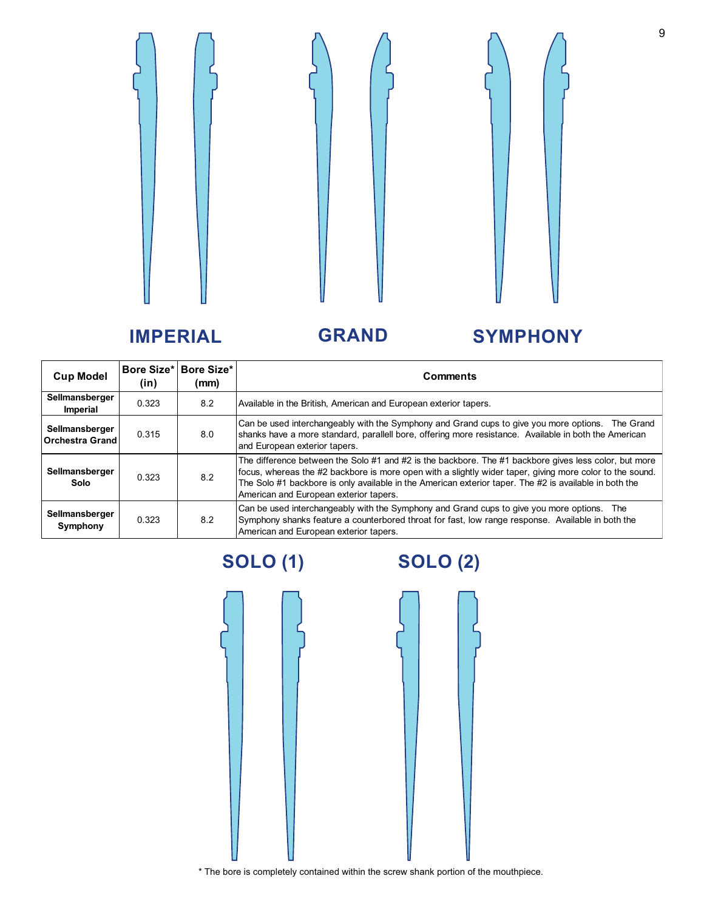**IMPERIAL** **GRAND** **SYMPHONY**

| Cup Model | Bore Size* (in) | Bore Size* (mm) | Comments |
|---|---|---|---|
| Sellmansberger Imperial | 0.323 | 8.2 | Available in the British, American and European exterior tapers. |
| Sellmansberger Orchestra Grand | 0.315 | 8.0 | Can be used interchangeably with the Symphony and Grand cups to give you more options. The Grand shanks have a more standard, parallell bore, offering more resistance. Available in both the American and European exterior tapers. |
| Sellmansberger Solo | 0.323 | 8.2 | The difference between the Solo #1 and #2 is the backbore. The #1 backbore gives less color, but more focus, whereas the #2 backbore is more open with a slightly wider taper, giving more color to the sound. The Solo #1 backbore is only available in the American exterior taper. The #2 is available in both the American and European exterior tapers. |
| Sellmansberger Symphony | 0.323 | 8.2 | Can be used interchangeably with the Symphony and Grand cups to give you more options. The Symphony shanks feature a counterbored throat for fast, low range response. Available in both the American and European exterior tapers. |

**SOLO (1)** **SOLO (2)**

* The bore is completely contained within the screw shank portion of the mouthpiece.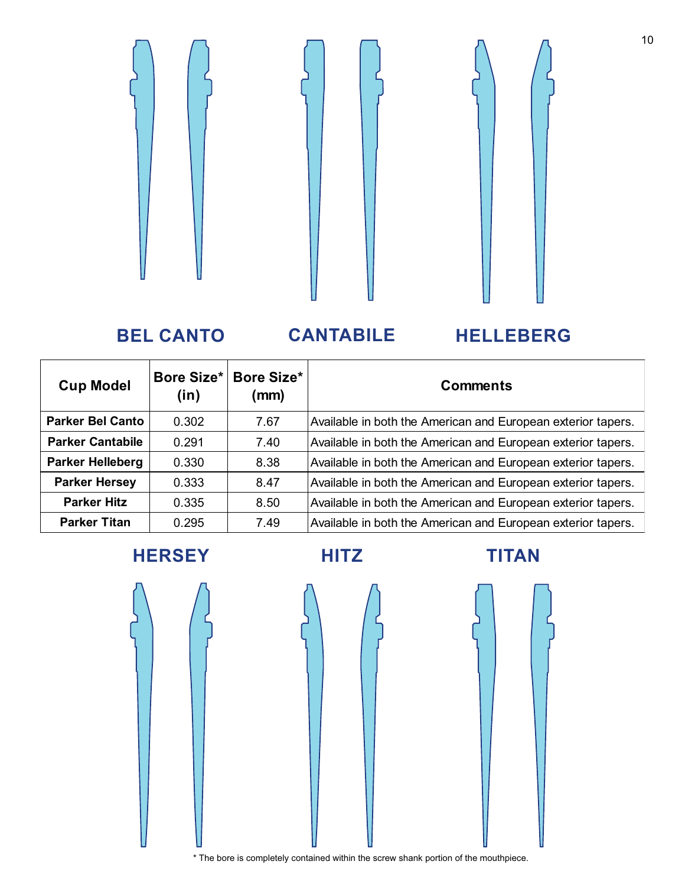BEL CANTO

CANTABILE

HELLEBERG

| Cup Model | Bore Size* (in) | Bore Size* (mm) | Comments |
|---|---|---|---|
| **Parker Bel Canto** | 0.302 | 7.67 | Available in both the American and European exterior tapers. |
| **Parker Cantabile** | 0.291 | 7.40 | Available in both the American and European exterior tapers. |
| **Parker Helleberg** | 0.330 | 8.38 | Available in both the American and European exterior tapers. |
| **Parker Hersey** | 0.333 | 8.47 | Available in both the American and European exterior tapers. |
| **Parker Hitz** | 0.335 | 8.50 | Available in both the American and European exterior tapers. |
| **Parker Titan** | 0.295 | 7.49 | Available in both the American and European exterior tapers. |

HERSEY

HITZ

TITAN

* The bore is completely contained within the screw shank portion of the mouthpiece.